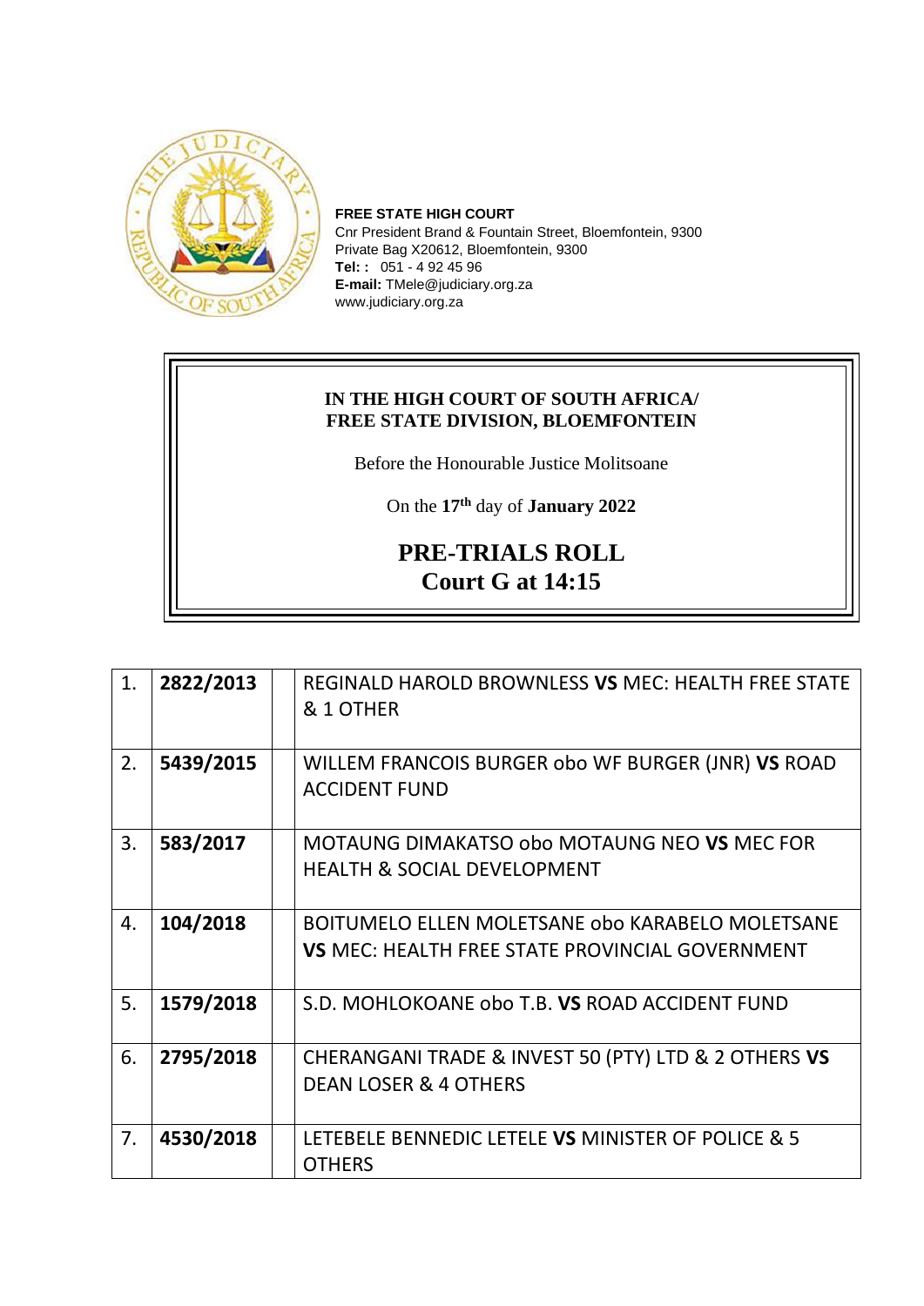**FREE STATE HIGH COURT**
Cnr President Brand & Fountain Street, Bloemfontein, 9300
Private Bag X20612, Bloemfontein, 9300
**Tel: :** 051 - 4 92 45 96
**E-mail:** TMele@judiciary.org.za
www.judiciary.org.za

**IN THE HIGH COURT OF SOUTH AFRICA/**
**FREE STATE DIVISION, BLOEMFONTEIN**

Before the Honourable Justice Molitsoane

On the **17th** day of **January 2022**

## PRE-TRIALS ROLL
## Court G at 14:15

| | | | |
|---|---|---|---|
| 1. | **2822/2013** | | REGINALD HAROLD BROWNLESS **VS** MEC: HEALTH FREE STATE & 1 OTHER |
| 2. | **5439/2015** | | WILLEM FRANCOIS BURGER obo WF BURGER (JNR) **VS** ROAD ACCIDENT FUND |
| 3. | **583/2017** | | MOTAUNG DIMAKATSO obo MOTAUNG NEO **VS** MEC FOR HEALTH & SOCIAL DEVELOPMENT |
| 4. | **104/2018** | | BOITUMELO ELLEN MOLETSANE obo KARABELO MOLETSANE **VS** MEC: HEALTH FREE STATE PROVINCIAL GOVERNMENT |
| 5. | **1579/2018** | | S.D. MOHLOKOANE obo T.B. **VS** ROAD ACCIDENT FUND |
| 6. | **2795/2018** | | CHERANGANI TRADE & INVEST 50 (PTY) LTD & 2 OTHERS **VS** DEAN LOSER & 4 OTHERS |
| 7. | **4530/2018** | | LETEBELE BENNEDIC LETELE **VS** MINISTER OF POLICE & 5 OTHERS |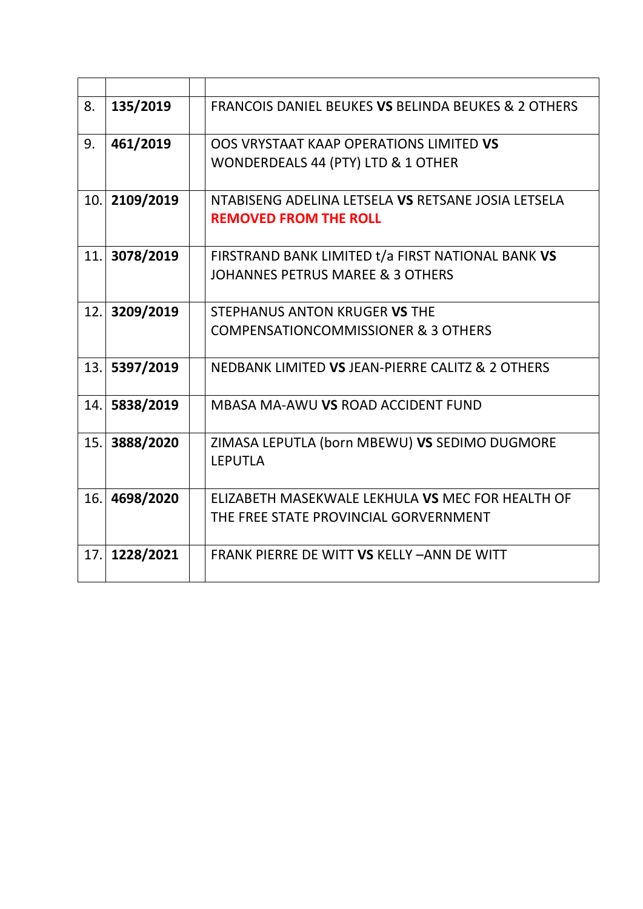| | | | |
|---|---|---|---|
| 8. | **135/2019** | | FRANCOIS DANIEL BEUKES **VS** BELINDA BEUKES & 2 OTHERS |
| 9. | **461/2019** | | OOS VRYSTAAT KAAP OPERATIONS LIMITED **VS** WONDERDEALS 44 (PTY) LTD & 1 OTHER |
| 10. | **2109/2019** | | NTABISENG ADELINA LETSELA **VS** RETSANE JOSIA LETSELA **REMOVED FROM THE ROLL** |
| 11. | **3078/2019** | | FIRSTRAND BANK LIMITED t/a FIRST NATIONAL BANK **VS** JOHANNES PETRUS MAREE & 3 OTHERS |
| 12. | **3209/2019** | | STEPHANUS ANTON KRUGER **VS** THE COMPENSATIONCOMMISSIONER & 3 OTHERS |
| 13. | **5397/2019** | | NEDBANK LIMITED **VS** JEAN-PIERRE CALITZ & 2 OTHERS |
| 14. | **5838/2019** | | MBASA MA-AWU **VS** ROAD ACCIDENT FUND |
| 15. | **3888/2020** | | ZIMASA LEPUTLA (born MBEWU) **VS** SEDIMO DUGMORE LEPUTLA |
| 16. | **4698/2020** | | ELIZABETH MASEKWALE LEKHULA **VS** MEC FOR HEALTH OF THE FREE STATE PROVINCIAL GORVERNMENT |
| 17. | **1228/2021** | | FRANK PIERRE DE WITT **VS** KELLY –ANN DE WITT |